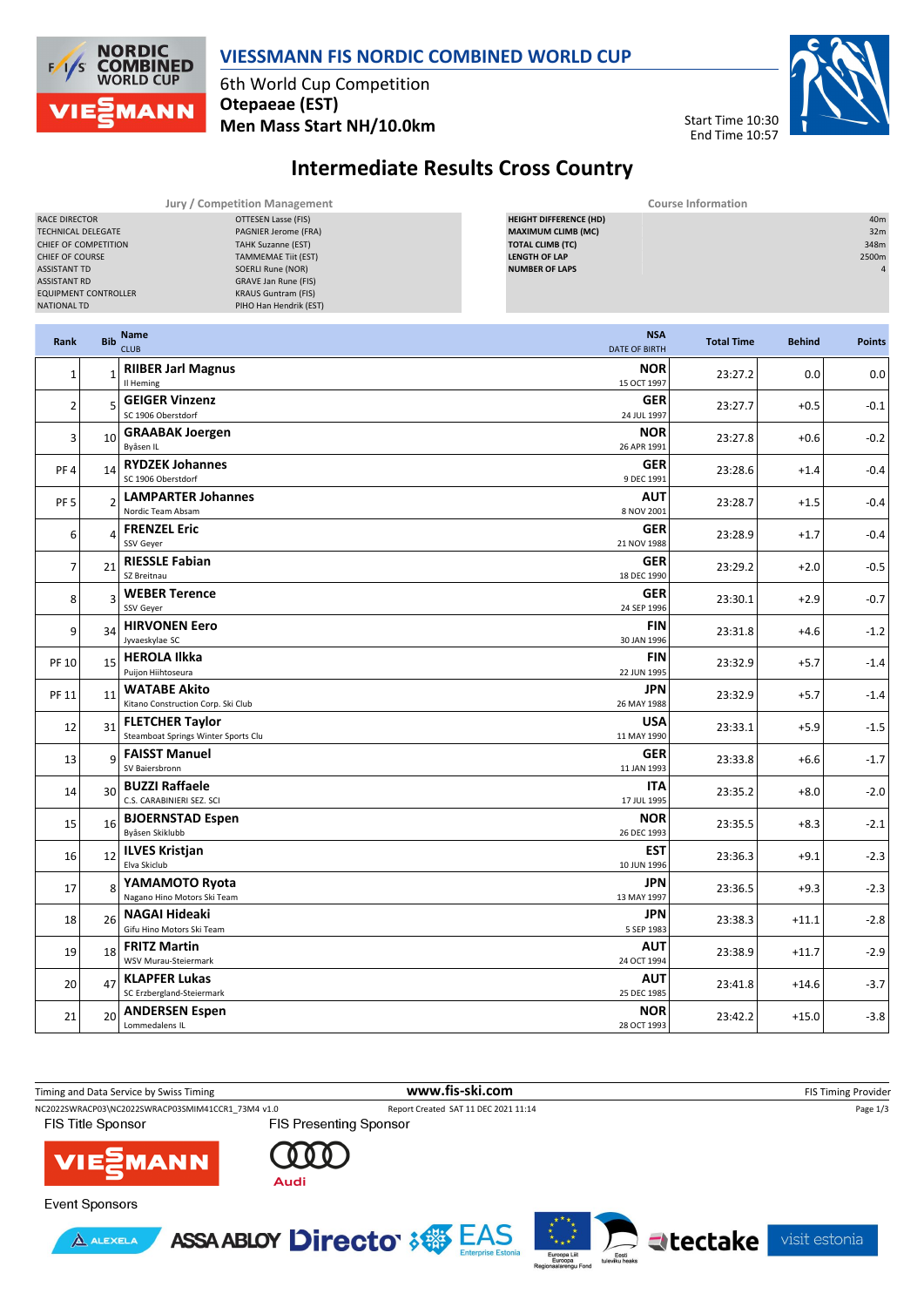# VIESSMANN FIS NORDIC COMBINED WORLD CUP

6th World Cup Competition
**Otepaeae (EST)**
**Men Mass Start NH/10.0km**

Start Time 10:30
End Time 10:57

## Intermediate Results Cross Country

| Jury / Competition Management | |
|---|---|
| RACE DIRECTOR | OTTESEN Lasse (FIS) |
| TECHNICAL DELEGATE | PAGNIER Jerome (FRA) |
| CHIEF OF COMPETITION | TAHK Suzanne (EST) |
| CHIEF OF COURSE | TAMMEMAE Tiit (EST) |
| ASSISTANT TD | SOERLI Rune (NOR) |
| ASSISTANT RD | GRAVE Jan Rune (FIS) |
| EQUIPMENT CONTROLLER | KRAUS Guntram (FIS) |
| NATIONAL TD | PIHO Han Hendrik (EST) |

| Course Information | |
|---|---|
| HEIGHT DIFFERENCE (HD) | 40m |
| MAXIMUM CLIMB (MC) | 32m |
| TOTAL CLIMB (TC) | 348m |
| LENGTH OF LAP | 2500m |
| NUMBER OF LAPS | 4 |

| Rank | Bib | Name / CLUB | NSA / DATE OF BIRTH | Total Time | Behind | Points |
|---|---|---|---|---|---|---|
| 1 | 1 | **RIIBER Jarl Magnus** Il Heming | **NOR** 15 OCT 1997 | 23:27.2 | 0.0 | 0.0 |
| 2 | 5 | **GEIGER Vinzenz** SC 1906 Oberstdorf | **GER** 24 JUL 1997 | 23:27.7 | +0.5 | -0.1 |
| 3 | 10 | **GRAABAK Joergen** Byåsen IL | **NOR** 26 APR 1991 | 23:27.8 | +0.6 | -0.2 |
| PF 4 | 14 | **RYDZEK Johannes** SC 1906 Oberstdorf | **GER** 9 DEC 1991 | 23:28.6 | +1.4 | -0.4 |
| PF 5 | 2 | **LAMPARTER Johannes** Nordic Team Absam | **AUT** 8 NOV 2001 | 23:28.7 | +1.5 | -0.4 |
| 6 | 4 | **FRENZEL Eric** SSV Geyer | **GER** 21 NOV 1988 | 23:28.9 | +1.7 | -0.4 |
| 7 | 21 | **RIESSLE Fabian** SZ Breitnau | **GER** 18 DEC 1990 | 23:29.2 | +2.0 | -0.5 |
| 8 | 3 | **WEBER Terence** SSV Geyer | **GER** 24 SEP 1996 | 23:30.1 | +2.9 | -0.7 |
| 9 | 34 | **HIRVONEN Eero** Jyvaeskylae SC | **FIN** 30 JAN 1996 | 23:31.8 | +4.6 | -1.2 |
| PF 10 | 15 | **HEROLA Ilkka** Puijon Hiihtoseura | **FIN** 22 JUN 1995 | 23:32.9 | +5.7 | -1.4 |
| PF 11 | 11 | **WATABE Akito** Kitano Construction Corp. Ski Club | **JPN** 26 MAY 1988 | 23:32.9 | +5.7 | -1.4 |
| 12 | 31 | **FLETCHER Taylor** Steamboat Springs Winter Sports Clu | **USA** 11 MAY 1990 | 23:33.1 | +5.9 | -1.5 |
| 13 | 9 | **FAISST Manuel** SV Baiersbronn | **GER** 11 JAN 1993 | 23:33.8 | +6.6 | -1.7 |
| 14 | 30 | **BUZZI Raffaele** C.S. CARABINIERI SEZ. SCI | **ITA** 17 JUL 1995 | 23:35.2 | +8.0 | -2.0 |
| 15 | 16 | **BJOERNSTAD Espen** Byåsen Skiklubb | **NOR** 26 DEC 1993 | 23:35.5 | +8.3 | -2.1 |
| 16 | 12 | **ILVES Kristjan** Elva Skiclub | **EST** 10 JUN 1996 | 23:36.3 | +9.1 | -2.3 |
| 17 | 8 | **YAMAMOTO Ryota** Nagano Hino Motors Ski Team | **JPN** 13 MAY 1997 | 23:36.5 | +9.3 | -2.3 |
| 18 | 26 | **NAGAI Hideaki** Gifu Hino Motors Ski Team | **JPN** 5 SEP 1983 | 23:38.3 | +11.1 | -2.8 |
| 19 | 18 | **FRITZ Martin** WSV Murau-Steiermark | **AUT** 24 OCT 1994 | 23:38.9 | +11.7 | -2.9 |
| 20 | 47 | **KLAPFER Lukas** SC Erzbergland-Steiermark | **AUT** 25 DEC 1985 | 23:41.8 | +14.6 | -3.7 |
| 21 | 20 | **ANDERSEN Espen** Lommedalens IL | **NOR** 28 OCT 1993 | 23:42.2 | +15.0 | -3.8 |

Timing and Data Service by Swiss Timing — www.fis-ski.com — FIS Timing Provider

NC2022SWRACP03\NC2022SWRACP03SMIM41CCR1_73M4 v1.0 — Report Created SAT 11 DEC 2021 11:14

FIS Title Sponsor: VIESSMANN — FIS Presenting Sponsor: Audi

Event Sponsors: ALEXELA, ASSA ABLOY, Directo, EAS Enterprise Estonia, Euroopa Liit Euroopa Regionaalarengu Fond, Eesti tuleviku heaks, tectake, visit estonia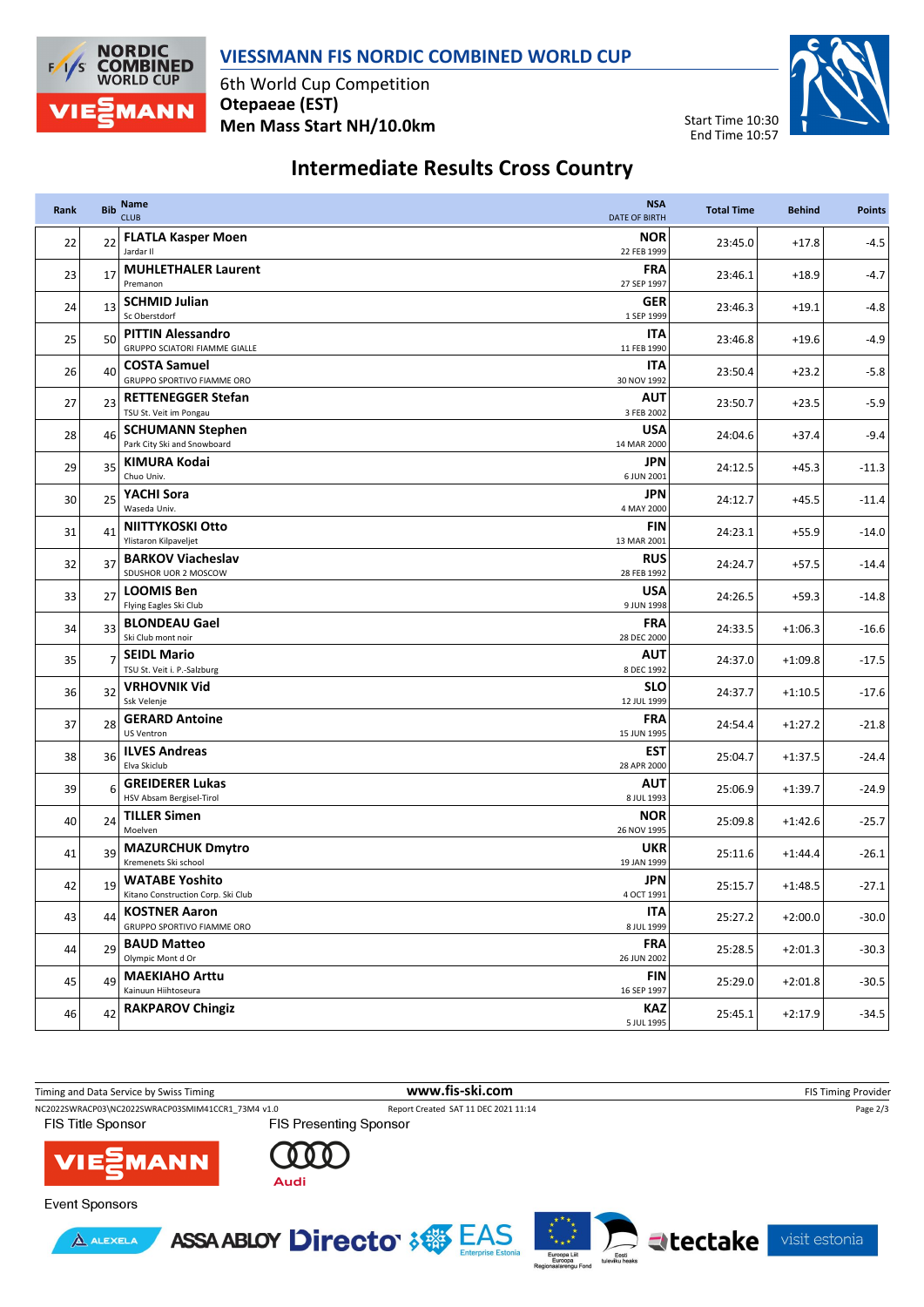# VIESSMANN FIS NORDIC COMBINED WORLD CUP

6th World Cup Competition
**Otepaeae (EST)**
**Men Mass Start NH/10.0km**

Start Time 10:30
End Time 10:57

## Intermediate Results Cross Country

| Rank | Bib | Name / CLUB | NSA / DATE OF BIRTH | Total Time | Behind | Points |
|---|---|---|---|---|---|---|
| 22 | 22 | **FLATLA Kasper Moen** Jardar II | **NOR** 22 FEB 1999 | 23:45.0 | +17.8 | -4.5 |
| 23 | 17 | **MUHLETHALER Laurent** Premanon | **FRA** 27 SEP 1997 | 23:46.1 | +18.9 | -4.7 |
| 24 | 13 | **SCHMID Julian** Sc Oberstdorf | **GER** 1 SEP 1999 | 23:46.3 | +19.1 | -4.8 |
| 25 | 50 | **PITTIN Alessandro** GRUPPO SCIATORI FIAMME GIALLE | **ITA** 11 FEB 1990 | 23:46.8 | +19.6 | -4.9 |
| 26 | 40 | **COSTA Samuel** GRUPPO SPORTIVO FIAMME ORO | **ITA** 30 NOV 1992 | 23:50.4 | +23.2 | -5.8 |
| 27 | 23 | **RETTENEGGER Stefan** TSU St. Veit im Pongau | **AUT** 3 FEB 2002 | 23:50.7 | +23.5 | -5.9 |
| 28 | 46 | **SCHUMANN Stephen** Park City Ski and Snowboard | **USA** 14 MAR 2000 | 24:04.6 | +37.4 | -9.4 |
| 29 | 35 | **KIMURA Kodai** Chuo Univ. | **JPN** 6 JUN 2001 | 24:12.5 | +45.3 | -11.3 |
| 30 | 25 | **YACHI Sora** Waseda Univ. | **JPN** 4 MAY 2000 | 24:12.7 | +45.5 | -11.4 |
| 31 | 41 | **NIITTYKOSKI Otto** Ylistaron Kilpaveljet | **FIN** 13 MAR 2001 | 24:23.1 | +55.9 | -14.0 |
| 32 | 37 | **BARKOV Viacheslav** SDUSHOR UOR 2 MOSCOW | **RUS** 28 FEB 1992 | 24:24.7 | +57.5 | -14.4 |
| 33 | 27 | **LOOMIS Ben** Flying Eagles Ski Club | **USA** 9 JUN 1998 | 24:26.5 | +59.3 | -14.8 |
| 34 | 33 | **BLONDEAU Gael** Ski Club mont noir | **FRA** 28 DEC 2000 | 24:33.5 | +1:06.3 | -16.6 |
| 35 | 7 | **SEIDL Mario** TSU St. Veit i. P.-Salzburg | **AUT** 8 DEC 1992 | 24:37.0 | +1:09.8 | -17.5 |
| 36 | 32 | **VRHOVNIK Vid** Ssk Velenje | **SLO** 12 JUL 1999 | 24:37.7 | +1:10.5 | -17.6 |
| 37 | 28 | **GERARD Antoine** US Ventron | **FRA** 15 JUN 1995 | 24:54.4 | +1:27.2 | -21.8 |
| 38 | 36 | **ILVES Andreas** Elva Skiclub | **EST** 28 APR 2000 | 25:04.7 | +1:37.5 | -24.4 |
| 39 | 6 | **GREIDERER Lukas** HSV Absam Bergisel-Tirol | **AUT** 8 JUL 1993 | 25:06.9 | +1:39.7 | -24.9 |
| 40 | 24 | **TILLER Simen** Moelven | **NOR** 26 NOV 1995 | 25:09.8 | +1:42.6 | -25.7 |
| 41 | 39 | **MAZURCHUK Dmytro** Kremenets Ski school | **UKR** 19 JAN 1999 | 25:11.6 | +1:44.4 | -26.1 |
| 42 | 19 | **WATABE Yoshito** Kitano Construction Corp. Ski Club | **JPN** 4 OCT 1991 | 25:15.7 | +1:48.5 | -27.1 |
| 43 | 44 | **KOSTNER Aaron** GRUPPO SPORTIVO FIAMME ORO | **ITA** 8 JUL 1999 | 25:27.2 | +2:00.0 | -30.0 |
| 44 | 29 | **BAUD Matteo** Olympic Mont d Or | **FRA** 26 JUN 2002 | 25:28.5 | +2:01.3 | -30.3 |
| 45 | 49 | **MAEKIAHO Arttu** Kainuun Hiihtoseura | **FIN** 16 SEP 1997 | 25:29.0 | +2:01.8 | -30.5 |
| 46 | 42 | **RAKPAROV Chingiz** | **KAZ** 5 JUL 1995 | 25:45.1 | +2:17.9 | -34.5 |

Timing and Data Service by Swiss Timing — www.fis-ski.com — FIS Timing Provider

NC2022SWRACP03\NC2022SWRACP03SMIM41CCR1_73M4 v1.0 — Report Created SAT 11 DEC 2021 11:14

FIS Title Sponsor: VIESSMANN — FIS Presenting Sponsor: Audi

Event Sponsors: ALEXELA, ASSA ABLOY, Directo, EAS Enterprise Estonia, Euroopa Liit Euroopa Regionaalarengu Fond, Eesti tuleviku heaks, tectake, visit estonia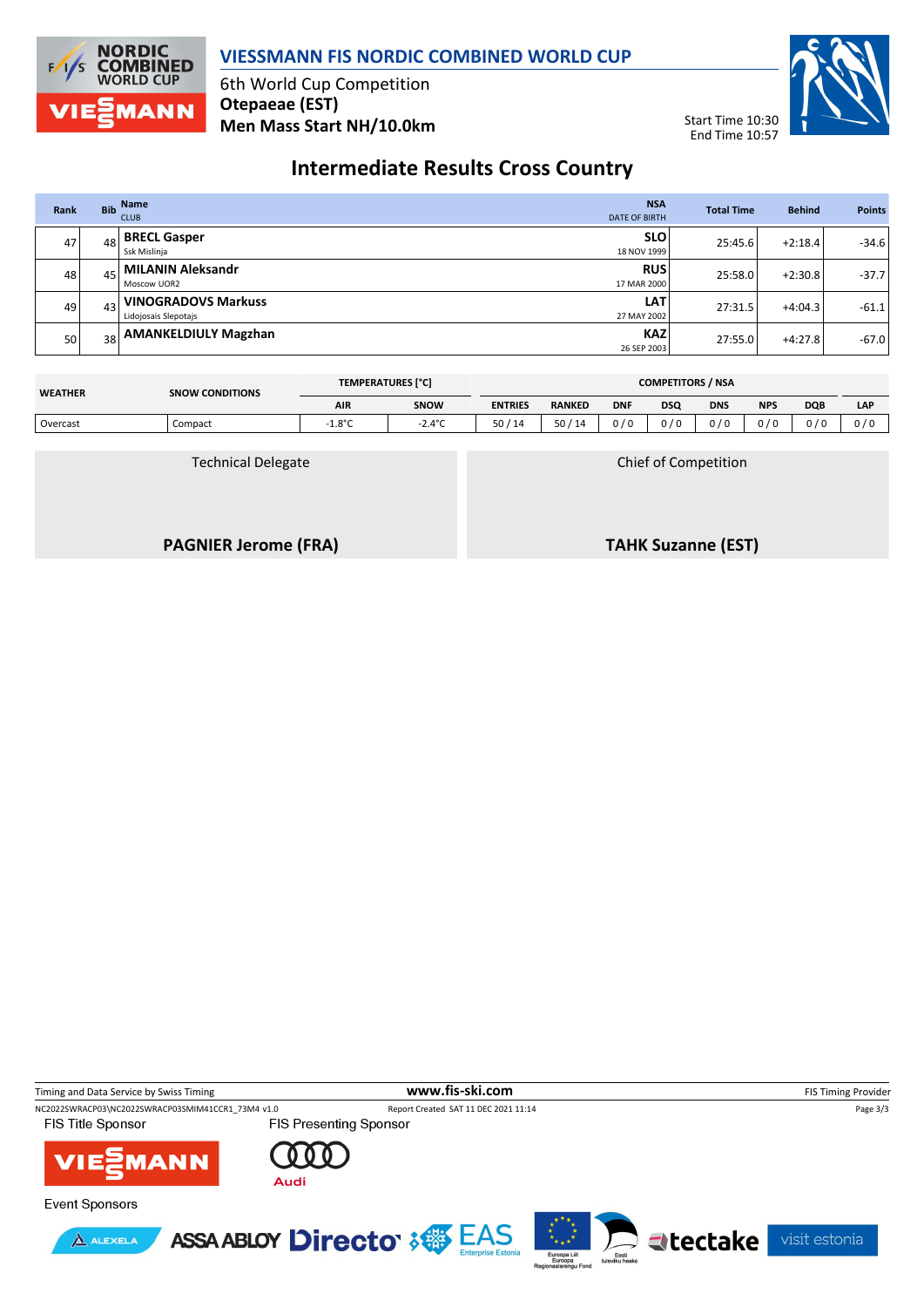# VIESSMANN FIS NORDIC COMBINED WORLD CUP

6th World Cup Competition
**Otepaeae (EST)**
**Men Mass Start NH/10.0km**

Start Time 10:30
End Time 10:57

## Intermediate Results Cross Country

| Rank | Bib | Name / CLUB | NSA / DATE OF BIRTH | Total Time | Behind | Points |
|---|---|---|---|---|---|---|
| 47 | 48 | **BRECL Gasper** Ssk Mislinja | **SLO** 18 NOV 1999 | 25:45.6 | +2:18.4 | -34.6 |
| 48 | 45 | **MILANIN Aleksandr** Moscow UOR2 | **RUS** 17 MAR 2000 | 25:58.0 | +2:30.8 | -37.7 |
| 49 | 43 | **VINOGRADOVS Markuss** Lidojosais Slepotajs | **LAT** 27 MAY 2002 | 27:31.5 | +4:04.3 | -61.1 |
| 50 | 38 | **AMANKELDIULY Magzhan** | **KAZ** 26 SEP 2003 | 27:55.0 | +4:27.8 | -67.0 |

| WEATHER | SNOW CONDITIONS | TEMPERATURES [°C] | | COMPETITORS / NSA | | | | | | | |
|---|---|---|---|---|---|---|---|---|---|---|---|
| | | AIR | SNOW | ENTRIES | RANKED | DNF | DSQ | DNS | NPS | DQB | LAP |
| Overcast | Compact | -1.8°C | -2.4°C | 50 / 14 | 50 / 14 | 0 / 0 | 0 / 0 | 0 / 0 | 0 / 0 | 0 / 0 | 0 / 0 |

| Technical Delegate | Chief of Competition |
|---|---|
| **PAGNIER Jerome (FRA)** | **TAHK Suzanne (EST)** |

Timing and Data Service by Swiss Timing — www.fis-ski.com — FIS Timing Provider
NC2022SWRACP03\NC2022SWRACP03SMIM41CCR1_73M4 v1.0 — Report Created SAT 11 DEC 2021 11:14

FIS Title Sponsor: VIESSMANN
FIS Presenting Sponsor: Audi

Event Sponsors: ALEXELA, ASSA ABLOY, Directo, EAS Enterprise Estonia, Euroopa Liit Euroopa Regionaalarengu Fond, Eesti tuleviku heaks, tectake, visit estonia